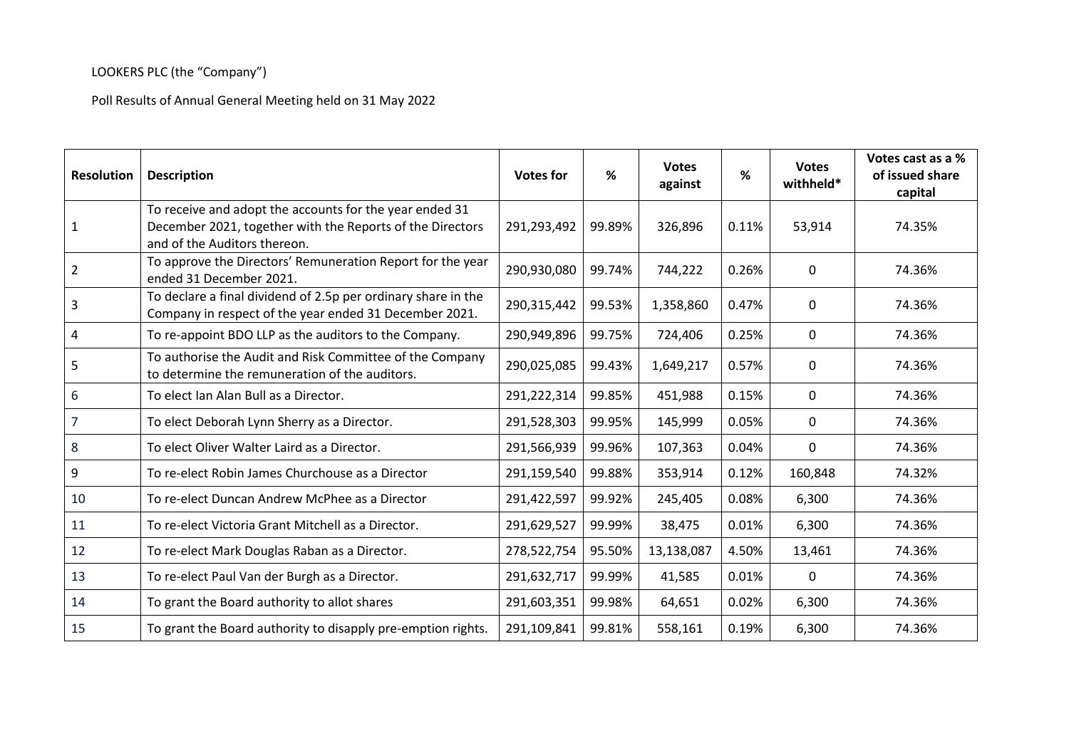LOOKERS PLC (the "Company")

Poll Results of Annual General Meeting held on 31 May 2022

| Resolution | Description | Votes for | % | Votes against | % | Votes withheld* | Votes cast as a % of issued share capital |
|---|---|---|---|---|---|---|---|
| 1 | To receive and adopt the accounts for the year ended 31 December 2021, together with the Reports of the Directors and of the Auditors thereon. | 291,293,492 | 99.89% | 326,896 | 0.11% | 53,914 | 74.35% |
| 2 | To approve the Directors' Remuneration Report for the year ended 31 December 2021. | 290,930,080 | 99.74% | 744,222 | 0.26% | 0 | 74.36% |
| 3 | To declare a final dividend of 2.5p per ordinary share in the Company in respect of the year ended 31 December 2021. | 290,315,442 | 99.53% | 1,358,860 | 0.47% | 0 | 74.36% |
| 4 | To re-appoint BDO LLP as the auditors to the Company. | 290,949,896 | 99.75% | 724,406 | 0.25% | 0 | 74.36% |
| 5 | To authorise the Audit and Risk Committee of the Company to determine the remuneration of the auditors. | 290,025,085 | 99.43% | 1,649,217 | 0.57% | 0 | 74.36% |
| 6 | To elect Ian Alan Bull as a Director. | 291,222,314 | 99.85% | 451,988 | 0.15% | 0 | 74.36% |
| 7 | To elect Deborah Lynn Sherry as a Director. | 291,528,303 | 99.95% | 145,999 | 0.05% | 0 | 74.36% |
| 8 | To elect Oliver Walter Laird as a Director. | 291,566,939 | 99.96% | 107,363 | 0.04% | 0 | 74.36% |
| 9 | To re-elect Robin James Churchouse as a Director | 291,159,540 | 99.88% | 353,914 | 0.12% | 160,848 | 74.32% |
| 10 | To re-elect Duncan Andrew McPhee as a Director | 291,422,597 | 99.92% | 245,405 | 0.08% | 6,300 | 74.36% |
| 11 | To re-elect Victoria Grant Mitchell as a Director. | 291,629,527 | 99.99% | 38,475 | 0.01% | 6,300 | 74.36% |
| 12 | To re-elect Mark Douglas Raban as a Director. | 278,522,754 | 95.50% | 13,138,087 | 4.50% | 13,461 | 74.36% |
| 13 | To re-elect Paul Van der Burgh as a Director. | 291,632,717 | 99.99% | 41,585 | 0.01% | 0 | 74.36% |
| 14 | To grant the Board authority to allot shares | 291,603,351 | 99.98% | 64,651 | 0.02% | 6,300 | 74.36% |
| 15 | To grant the Board authority to disapply pre-emption rights. | 291,109,841 | 99.81% | 558,161 | 0.19% | 6,300 | 74.36% |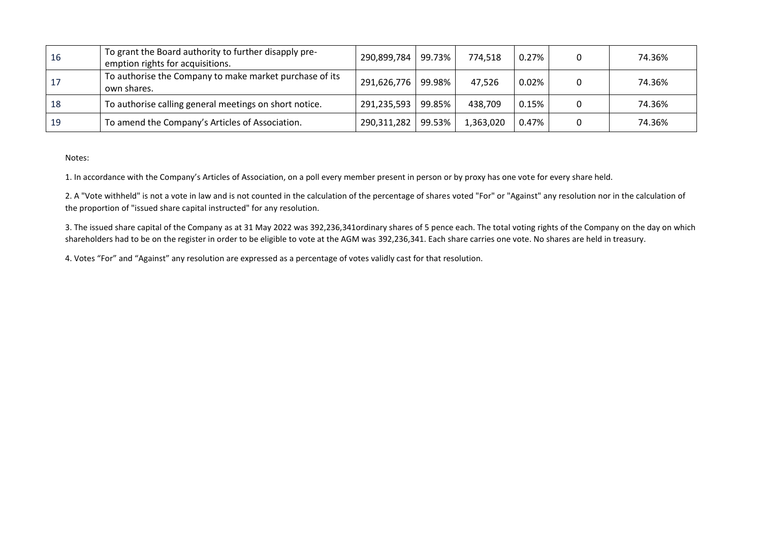| | | | | | | | |
|---|---|---|---|---|---|---|---|
| 16 | To grant the Board authority to further disapply pre-emption rights for acquisitions. | 290,899,784 | 99.73% | 774,518 | 0.27% | 0 | 74.36% |
| 17 | To authorise the Company to make market purchase of its own shares. | 291,626,776 | 99.98% | 47,526 | 0.02% | 0 | 74.36% |
| 18 | To authorise calling general meetings on short notice. | 291,235,593 | 99.85% | 438,709 | 0.15% | 0 | 74.36% |
| 19 | To amend the Company's Articles of Association. | 290,311,282 | 99.53% | 1,363,020 | 0.47% | 0 | 74.36% |

Notes:

1. In accordance with the Company's Articles of Association, on a poll every member present in person or by proxy has one vote for every share held.

2. A "Vote withheld" is not a vote in law and is not counted in the calculation of the percentage of shares voted "For" or "Against" any resolution nor in the calculation of the proportion of "issued share capital instructed" for any resolution.

3. The issued share capital of the Company as at 31 May 2022 was 392,236,341ordinary shares of 5 pence each. The total voting rights of the Company on the day on which shareholders had to be on the register in order to be eligible to vote at the AGM was 392,236,341. Each share carries one vote. No shares are held in treasury.

4. Votes "For" and "Against" any resolution are expressed as a percentage of votes validly cast for that resolution.